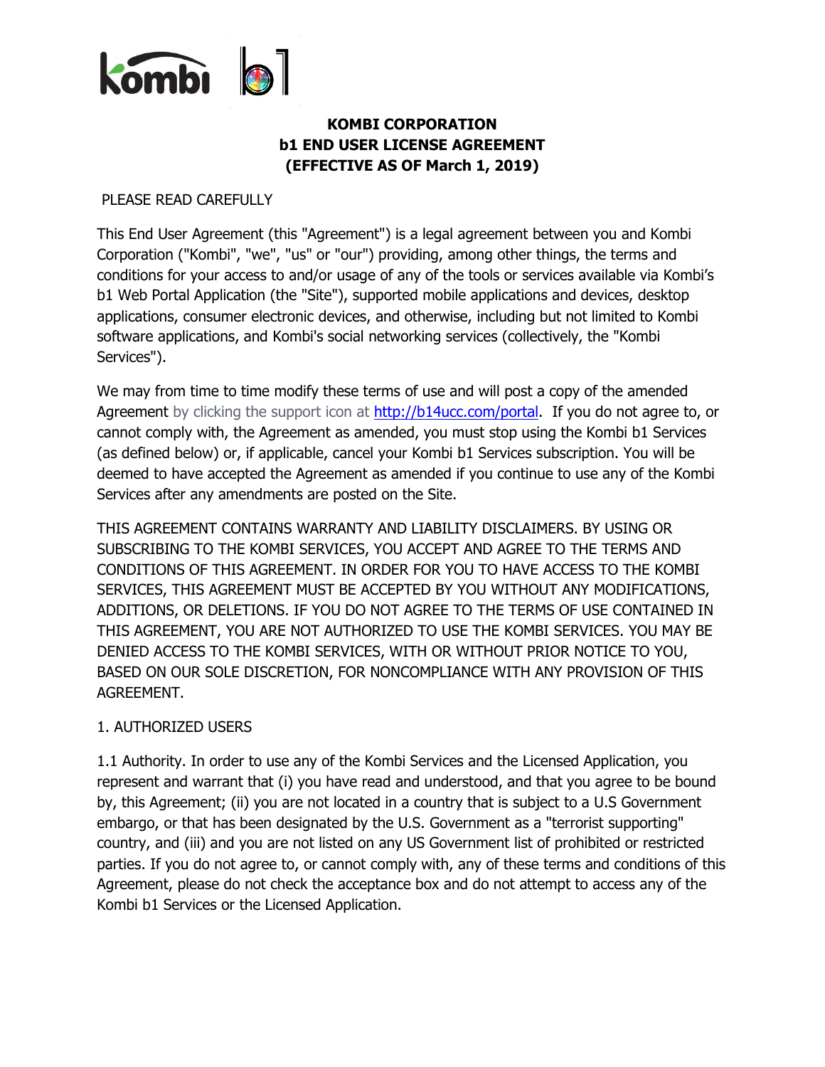# KOMBI CORPORATION
# b1 END USER LICENSE AGREEMENT
# (EFFECTIVE AS OF March 1, 2019)

PLEASE READ CAREFULLY

This End User Agreement (this "Agreement") is a legal agreement between you and Kombi Corporation ("Kombi", "we", "us" or "our") providing, among other things, the terms and conditions for your access to and/or usage of any of the tools or services available via Kombi's b1 Web Portal Application (the "Site"), supported mobile applications and devices, desktop applications, consumer electronic devices, and otherwise, including but not limited to Kombi software applications, and Kombi's social networking services (collectively, the "Kombi Services").

We may from time to time modify these terms of use and will post a copy of the amended Agreement by clicking the support icon at [http://b14ucc.com/portal](http://b14ucc.com/portal). If you do not agree to, or cannot comply with, the Agreement as amended, you must stop using the Kombi b1 Services (as defined below) or, if applicable, cancel your Kombi b1 Services subscription. You will be deemed to have accepted the Agreement as amended if you continue to use any of the Kombi Services after any amendments are posted on the Site.

THIS AGREEMENT CONTAINS WARRANTY AND LIABILITY DISCLAIMERS. BY USING OR SUBSCRIBING TO THE KOMBI SERVICES, YOU ACCEPT AND AGREE TO THE TERMS AND CONDITIONS OF THIS AGREEMENT. IN ORDER FOR YOU TO HAVE ACCESS TO THE KOMBI SERVICES, THIS AGREEMENT MUST BE ACCEPTED BY YOU WITHOUT ANY MODIFICATIONS, ADDITIONS, OR DELETIONS. IF YOU DO NOT AGREE TO THE TERMS OF USE CONTAINED IN THIS AGREEMENT, YOU ARE NOT AUTHORIZED TO USE THE KOMBI SERVICES. YOU MAY BE DENIED ACCESS TO THE KOMBI SERVICES, WITH OR WITHOUT PRIOR NOTICE TO YOU, BASED ON OUR SOLE DISCRETION, FOR NONCOMPLIANCE WITH ANY PROVISION OF THIS AGREEMENT.

## 1. AUTHORIZED USERS

1.1 Authority. In order to use any of the Kombi Services and the Licensed Application, you represent and warrant that (i) you have read and understood, and that you agree to be bound by, this Agreement; (ii) you are not located in a country that is subject to a U.S Government embargo, or that has been designated by the U.S. Government as a "terrorist supporting" country, and (iii) and you are not listed on any US Government list of prohibited or restricted parties. If you do not agree to, or cannot comply with, any of these terms and conditions of this Agreement, please do not check the acceptance box and do not attempt to access any of the Kombi b1 Services or the Licensed Application.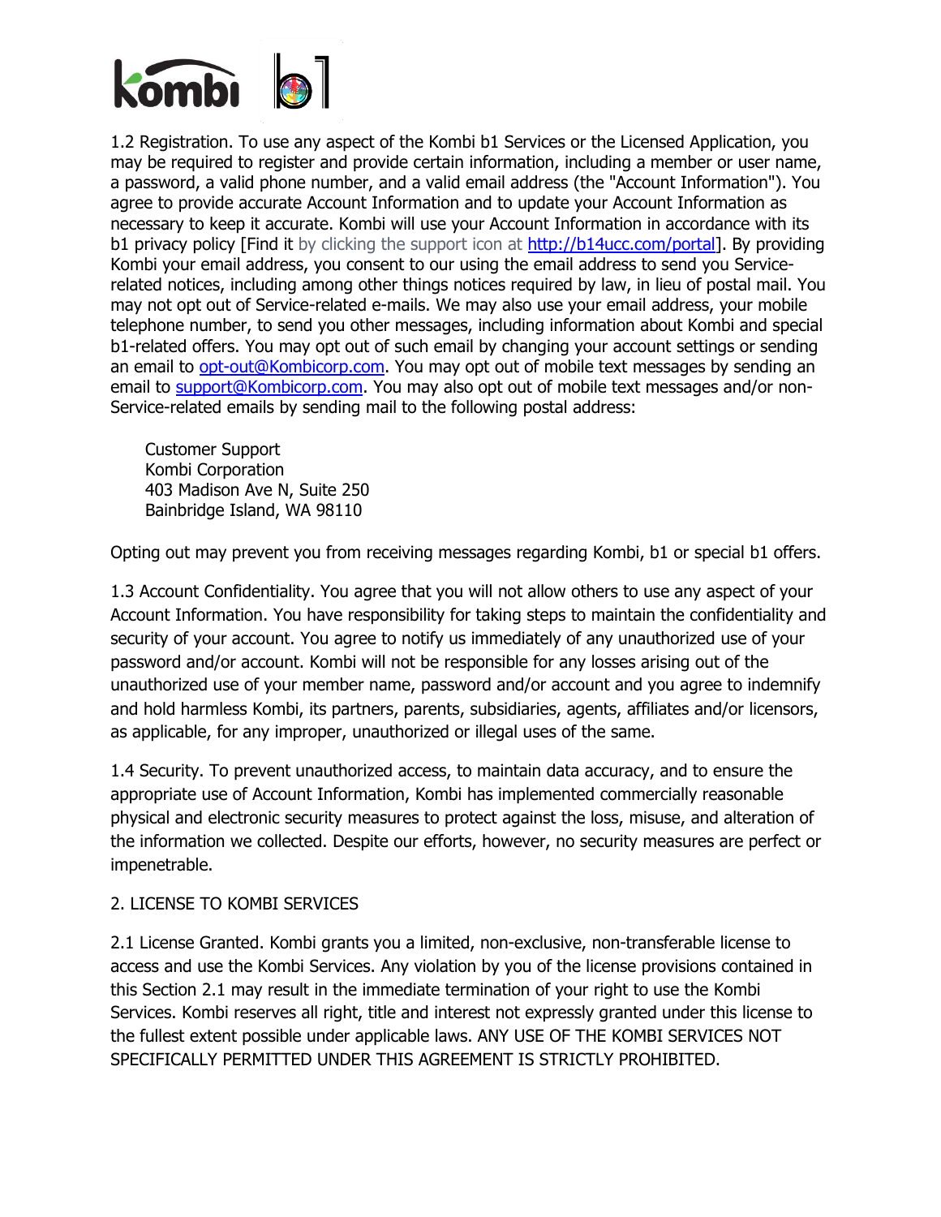1.2 Registration. To use any aspect of the Kombi b1 Services or the Licensed Application, you may be required to register and provide certain information, including a member or user name, a password, a valid phone number, and a valid email address (the "Account Information"). You agree to provide accurate Account Information and to update your Account Information as necessary to keep it accurate. Kombi will use your Account Information in accordance with its b1 privacy policy [Find it by clicking the support icon at http://b14ucc.com/portal]. By providing Kombi your email address, you consent to our using the email address to send you Service-related notices, including among other things notices required by law, in lieu of postal mail. You may not opt out of Service-related e-mails. We may also use your email address, your mobile telephone number, to send you other messages, including information about Kombi and special b1-related offers. You may opt out of such email by changing your account settings or sending an email to opt-out@Kombicorp.com. You may opt out of mobile text messages by sending an email to support@Kombicorp.com. You may also opt out of mobile text messages and/or non-Service-related emails by sending mail to the following postal address:

Customer Support
Kombi Corporation
403 Madison Ave N, Suite 250
Bainbridge Island, WA 98110

Opting out may prevent you from receiving messages regarding Kombi, b1 or special b1 offers.

1.3 Account Confidentiality. You agree that you will not allow others to use any aspect of your Account Information. You have responsibility for taking steps to maintain the confidentiality and security of your account. You agree to notify us immediately of any unauthorized use of your password and/or account. Kombi will not be responsible for any losses arising out of the unauthorized use of your member name, password and/or account and you agree to indemnify and hold harmless Kombi, its partners, parents, subsidiaries, agents, affiliates and/or licensors, as applicable, for any improper, unauthorized or illegal uses of the same.

1.4 Security. To prevent unauthorized access, to maintain data accuracy, and to ensure the appropriate use of Account Information, Kombi has implemented commercially reasonable physical and electronic security measures to protect against the loss, misuse, and alteration of the information we collected. Despite our efforts, however, no security measures are perfect or impenetrable.

## 2. LICENSE TO KOMBI SERVICES

2.1 License Granted. Kombi grants you a limited, non-exclusive, non-transferable license to access and use the Kombi Services. Any violation by you of the license provisions contained in this Section 2.1 may result in the immediate termination of your right to use the Kombi Services. Kombi reserves all right, title and interest not expressly granted under this license to the fullest extent possible under applicable laws. ANY USE OF THE KOMBI SERVICES NOT SPECIFICALLY PERMITTED UNDER THIS AGREEMENT IS STRICTLY PROHIBITED.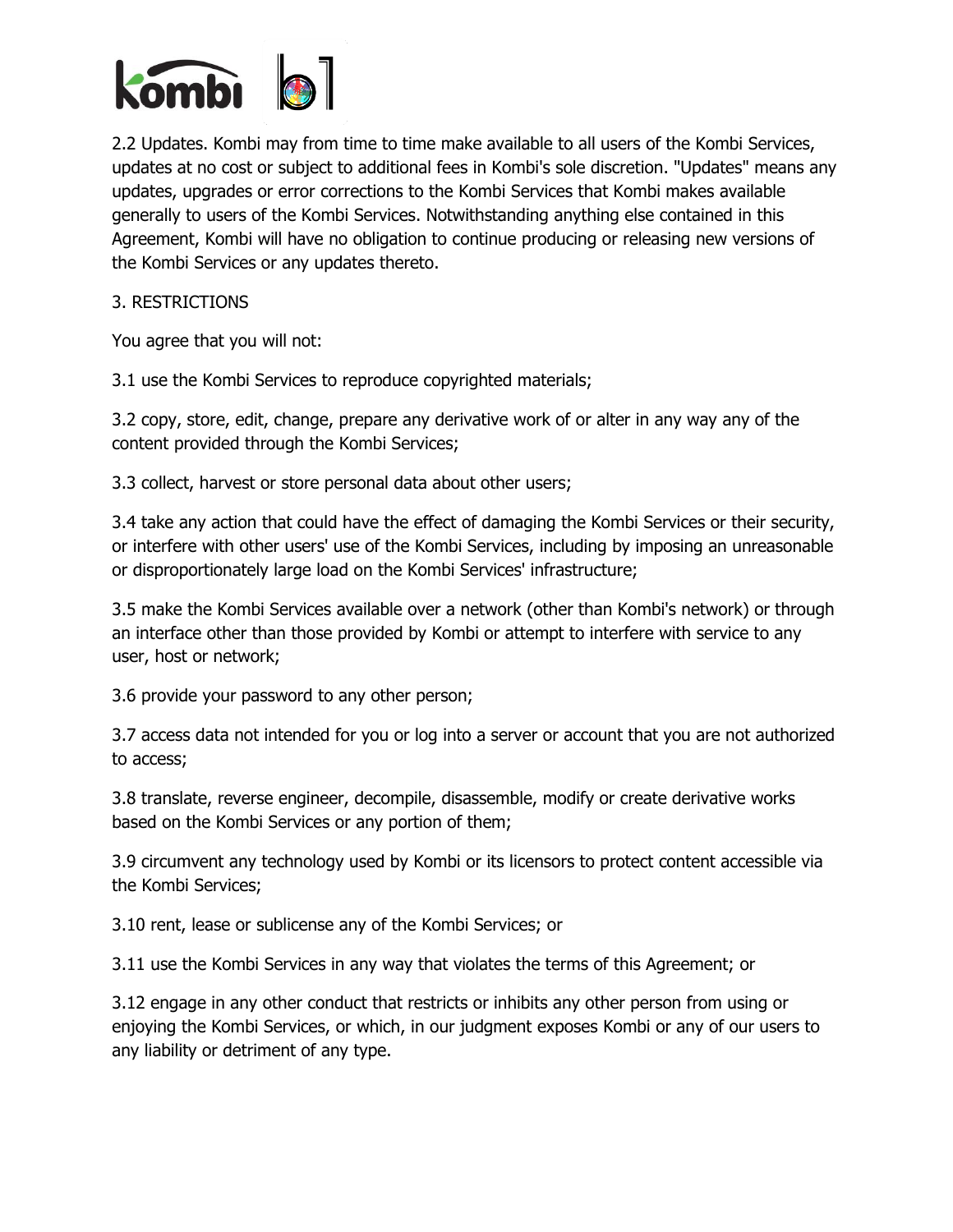2.2 Updates. Kombi may from time to time make available to all users of the Kombi Services, updates at no cost or subject to additional fees in Kombi's sole discretion. "Updates" means any updates, upgrades or error corrections to the Kombi Services that Kombi makes available generally to users of the Kombi Services. Notwithstanding anything else contained in this Agreement, Kombi will have no obligation to continue producing or releasing new versions of the Kombi Services or any updates thereto.

## 3. RESTRICTIONS

You agree that you will not:

3.1 use the Kombi Services to reproduce copyrighted materials;

3.2 copy, store, edit, change, prepare any derivative work of or alter in any way any of the content provided through the Kombi Services;

3.3 collect, harvest or store personal data about other users;

3.4 take any action that could have the effect of damaging the Kombi Services or their security, or interfere with other users' use of the Kombi Services, including by imposing an unreasonable or disproportionately large load on the Kombi Services' infrastructure;

3.5 make the Kombi Services available over a network (other than Kombi's network) or through an interface other than those provided by Kombi or attempt to interfere with service to any user, host or network;

3.6 provide your password to any other person;

3.7 access data not intended for you or log into a server or account that you are not authorized to access;

3.8 translate, reverse engineer, decompile, disassemble, modify or create derivative works based on the Kombi Services or any portion of them;

3.9 circumvent any technology used by Kombi or its licensors to protect content accessible via the Kombi Services;

3.10 rent, lease or sublicense any of the Kombi Services; or

3.11 use the Kombi Services in any way that violates the terms of this Agreement; or

3.12 engage in any other conduct that restricts or inhibits any other person from using or enjoying the Kombi Services, or which, in our judgment exposes Kombi or any of our users to any liability or detriment of any type.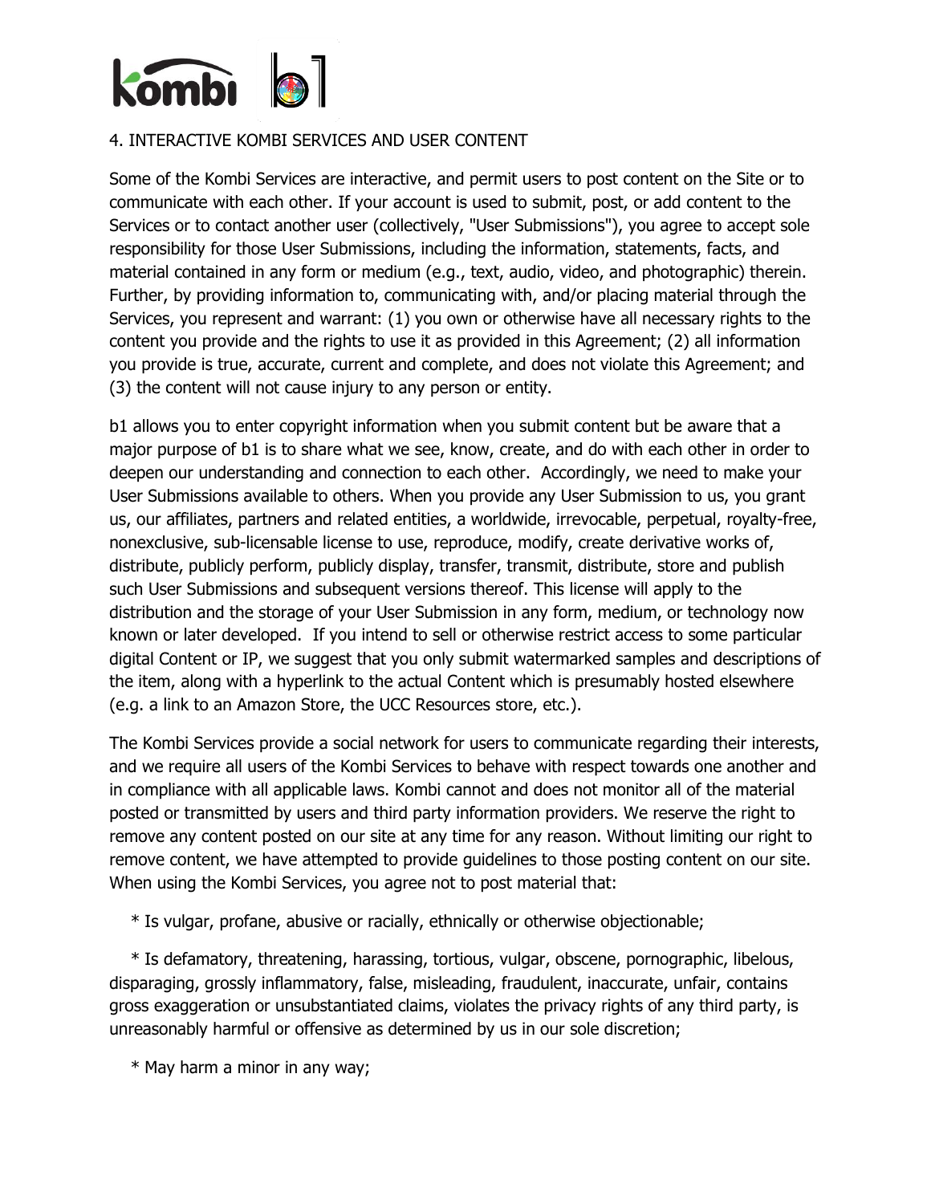## 4. INTERACTIVE KOMBI SERVICES AND USER CONTENT

Some of the Kombi Services are interactive, and permit users to post content on the Site or to communicate with each other. If your account is used to submit, post, or add content to the Services or to contact another user (collectively, "User Submissions"), you agree to accept sole responsibility for those User Submissions, including the information, statements, facts, and material contained in any form or medium (e.g., text, audio, video, and photographic) therein. Further, by providing information to, communicating with, and/or placing material through the Services, you represent and warrant: (1) you own or otherwise have all necessary rights to the content you provide and the rights to use it as provided in this Agreement; (2) all information you provide is true, accurate, current and complete, and does not violate this Agreement; and (3) the content will not cause injury to any person or entity.

b1 allows you to enter copyright information when you submit content but be aware that a major purpose of b1 is to share what we see, know, create, and do with each other in order to deepen our understanding and connection to each other. Accordingly, we need to make your User Submissions available to others. When you provide any User Submission to us, you grant us, our affiliates, partners and related entities, a worldwide, irrevocable, perpetual, royalty-free, nonexclusive, sub-licensable license to use, reproduce, modify, create derivative works of, distribute, publicly perform, publicly display, transfer, transmit, distribute, store and publish such User Submissions and subsequent versions thereof. This license will apply to the distribution and the storage of your User Submission in any form, medium, or technology now known or later developed. If you intend to sell or otherwise restrict access to some particular digital Content or IP, we suggest that you only submit watermarked samples and descriptions of the item, along with a hyperlink to the actual Content which is presumably hosted elsewhere (e.g. a link to an Amazon Store, the UCC Resources store, etc.).

The Kombi Services provide a social network for users to communicate regarding their interests, and we require all users of the Kombi Services to behave with respect towards one another and in compliance with all applicable laws. Kombi cannot and does not monitor all of the material posted or transmitted by users and third party information providers. We reserve the right to remove any content posted on our site at any time for any reason. Without limiting our right to remove content, we have attempted to provide guidelines to those posting content on our site. When using the Kombi Services, you agree not to post material that:

* Is vulgar, profane, abusive or racially, ethnically or otherwise objectionable;
* Is defamatory, threatening, harassing, tortious, vulgar, obscene, pornographic, libelous, disparaging, grossly inflammatory, false, misleading, fraudulent, inaccurate, unfair, contains gross exaggeration or unsubstantiated claims, violates the privacy rights of any third party, is unreasonably harmful or offensive as determined by us in our sole discretion;
* May harm a minor in any way;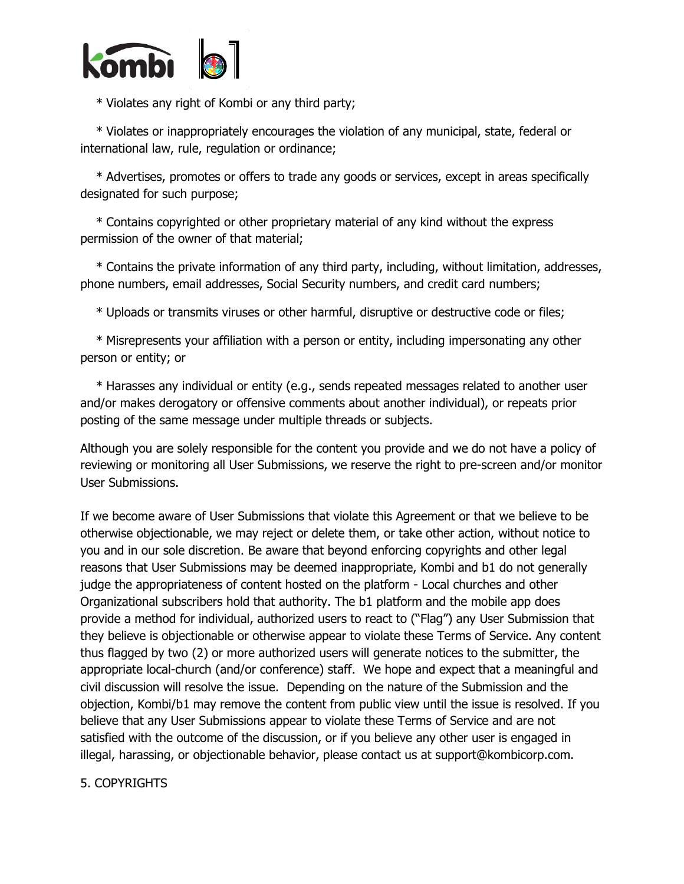* Violates any right of Kombi or any third party;

* Violates or inappropriately encourages the violation of any municipal, state, federal or international law, rule, regulation or ordinance;

* Advertises, promotes or offers to trade any goods or services, except in areas specifically designated for such purpose;

* Contains copyrighted or other proprietary material of any kind without the express permission of the owner of that material;

* Contains the private information of any third party, including, without limitation, addresses, phone numbers, email addresses, Social Security numbers, and credit card numbers;

* Uploads or transmits viruses or other harmful, disruptive or destructive code or files;

* Misrepresents your affiliation with a person or entity, including impersonating any other person or entity; or

* Harasses any individual or entity (e.g., sends repeated messages related to another user and/or makes derogatory or offensive comments about another individual), or repeats prior posting of the same message under multiple threads or subjects.

Although you are solely responsible for the content you provide and we do not have a policy of reviewing or monitoring all User Submissions, we reserve the right to pre-screen and/or monitor User Submissions.

If we become aware of User Submissions that violate this Agreement or that we believe to be otherwise objectionable, we may reject or delete them, or take other action, without notice to you and in our sole discretion. Be aware that beyond enforcing copyrights and other legal reasons that User Submissions may be deemed inappropriate, Kombi and b1 do not generally judge the appropriateness of content hosted on the platform - Local churches and other Organizational subscribers hold that authority. The b1 platform and the mobile app does provide a method for individual, authorized users to react to ("Flag") any User Submission that they believe is objectionable or otherwise appear to violate these Terms of Service. Any content thus flagged by two (2) or more authorized users will generate notices to the submitter, the appropriate local-church (and/or conference) staff. We hope and expect that a meaningful and civil discussion will resolve the issue. Depending on the nature of the Submission and the objection, Kombi/b1 may remove the content from public view until the issue is resolved. If you believe that any User Submissions appear to violate these Terms of Service and are not satisfied with the outcome of the discussion, or if you believe any other user is engaged in illegal, harassing, or objectionable behavior, please contact us at support@kombicorp.com.

5. COPYRIGHTS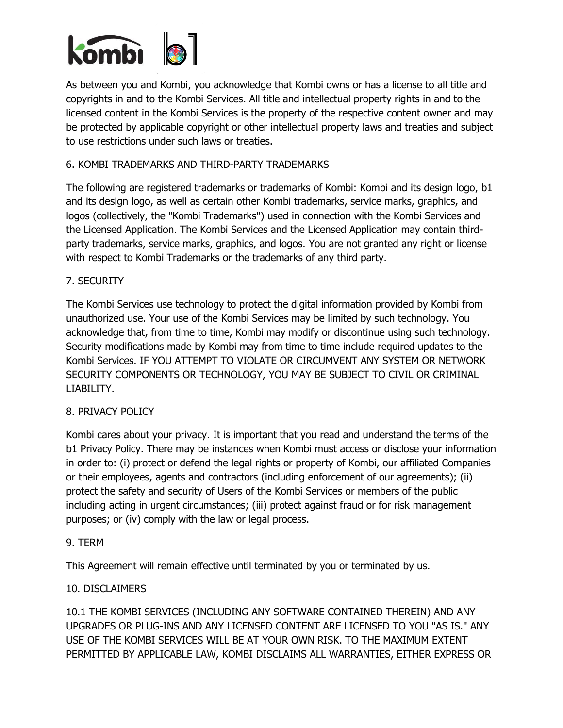As between you and Kombi, you acknowledge that Kombi owns or has a license to all title and copyrights in and to the Kombi Services. All title and intellectual property rights in and to the licensed content in the Kombi Services is the property of the respective content owner and may be protected by applicable copyright or other intellectual property laws and treaties and subject to use restrictions under such laws or treaties.

## 6. KOMBI TRADEMARKS AND THIRD-PARTY TRADEMARKS

The following are registered trademarks or trademarks of Kombi: Kombi and its design logo, b1 and its design logo, as well as certain other Kombi trademarks, service marks, graphics, and logos (collectively, the "Kombi Trademarks") used in connection with the Kombi Services and the Licensed Application. The Kombi Services and the Licensed Application may contain third-party trademarks, service marks, graphics, and logos. You are not granted any right or license with respect to Kombi Trademarks or the trademarks of any third party.

## 7. SECURITY

The Kombi Services use technology to protect the digital information provided by Kombi from unauthorized use. Your use of the Kombi Services may be limited by such technology. You acknowledge that, from time to time, Kombi may modify or discontinue using such technology. Security modifications made by Kombi may from time to time include required updates to the Kombi Services. IF YOU ATTEMPT TO VIOLATE OR CIRCUMVENT ANY SYSTEM OR NETWORK SECURITY COMPONENTS OR TECHNOLOGY, YOU MAY BE SUBJECT TO CIVIL OR CRIMINAL LIABILITY.

## 8. PRIVACY POLICY

Kombi cares about your privacy. It is important that you read and understand the terms of the b1 Privacy Policy. There may be instances when Kombi must access or disclose your information in order to: (i) protect or defend the legal rights or property of Kombi, our affiliated Companies or their employees, agents and contractors (including enforcement of our agreements); (ii) protect the safety and security of Users of the Kombi Services or members of the public including acting in urgent circumstances; (iii) protect against fraud or for risk management purposes; or (iv) comply with the law or legal process.

## 9. TERM

This Agreement will remain effective until terminated by you or terminated by us.

## 10. DISCLAIMERS

10.1 THE KOMBI SERVICES (INCLUDING ANY SOFTWARE CONTAINED THEREIN) AND ANY UPGRADES OR PLUG-INS AND ANY LICENSED CONTENT ARE LICENSED TO YOU "AS IS." ANY USE OF THE KOMBI SERVICES WILL BE AT YOUR OWN RISK. TO THE MAXIMUM EXTENT PERMITTED BY APPLICABLE LAW, KOMBI DISCLAIMS ALL WARRANTIES, EITHER EXPRESS OR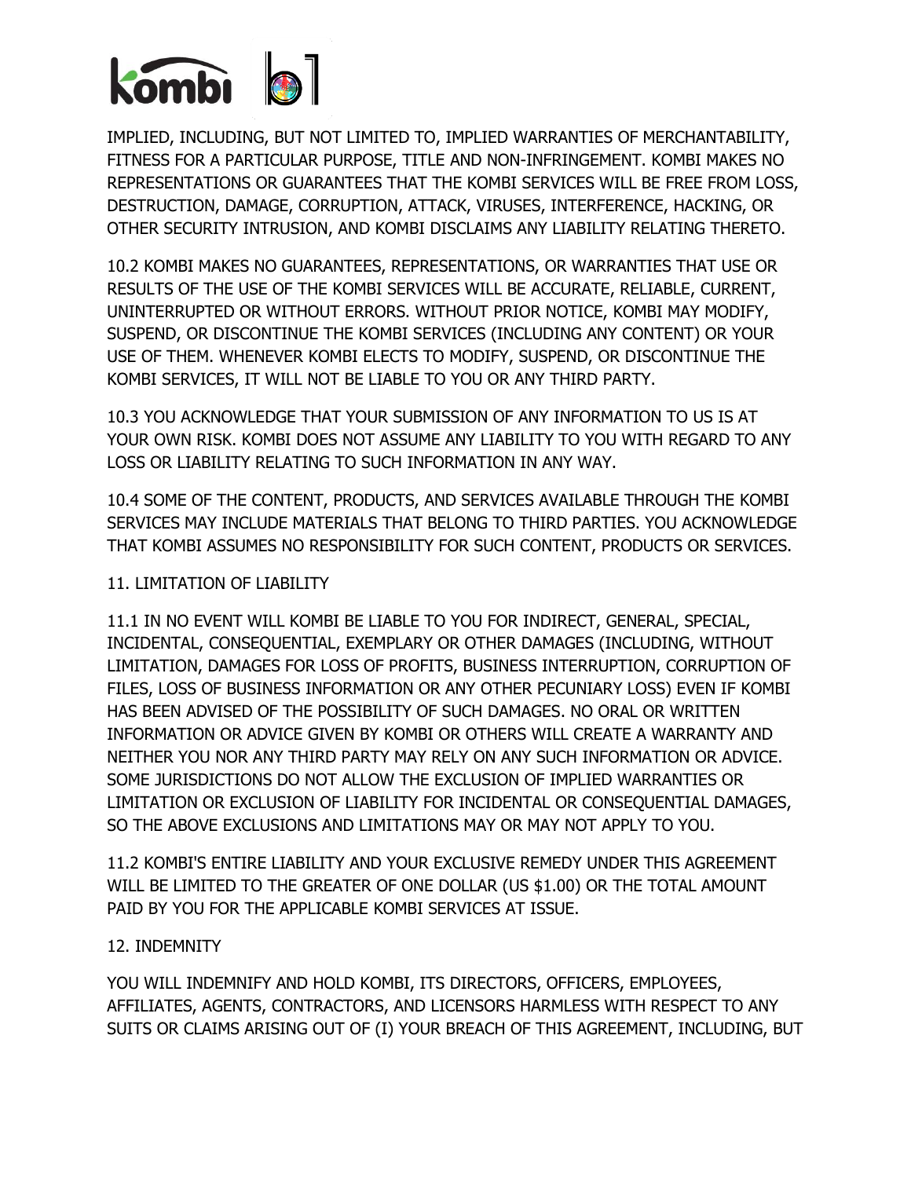IMPLIED, INCLUDING, BUT NOT LIMITED TO, IMPLIED WARRANTIES OF MERCHANTABILITY, FITNESS FOR A PARTICULAR PURPOSE, TITLE AND NON-INFRINGEMENT. KOMBI MAKES NO REPRESENTATIONS OR GUARANTEES THAT THE KOMBI SERVICES WILL BE FREE FROM LOSS, DESTRUCTION, DAMAGE, CORRUPTION, ATTACK, VIRUSES, INTERFERENCE, HACKING, OR OTHER SECURITY INTRUSION, AND KOMBI DISCLAIMS ANY LIABILITY RELATING THERETO.

10.2 KOMBI MAKES NO GUARANTEES, REPRESENTATIONS, OR WARRANTIES THAT USE OR RESULTS OF THE USE OF THE KOMBI SERVICES WILL BE ACCURATE, RELIABLE, CURRENT, UNINTERRUPTED OR WITHOUT ERRORS. WITHOUT PRIOR NOTICE, KOMBI MAY MODIFY, SUSPEND, OR DISCONTINUE THE KOMBI SERVICES (INCLUDING ANY CONTENT) OR YOUR USE OF THEM. WHENEVER KOMBI ELECTS TO MODIFY, SUSPEND, OR DISCONTINUE THE KOMBI SERVICES, IT WILL NOT BE LIABLE TO YOU OR ANY THIRD PARTY.

10.3 YOU ACKNOWLEDGE THAT YOUR SUBMISSION OF ANY INFORMATION TO US IS AT YOUR OWN RISK. KOMBI DOES NOT ASSUME ANY LIABILITY TO YOU WITH REGARD TO ANY LOSS OR LIABILITY RELATING TO SUCH INFORMATION IN ANY WAY.

10.4 SOME OF THE CONTENT, PRODUCTS, AND SERVICES AVAILABLE THROUGH THE KOMBI SERVICES MAY INCLUDE MATERIALS THAT BELONG TO THIRD PARTIES. YOU ACKNOWLEDGE THAT KOMBI ASSUMES NO RESPONSIBILITY FOR SUCH CONTENT, PRODUCTS OR SERVICES.

## 11. LIMITATION OF LIABILITY

11.1 IN NO EVENT WILL KOMBI BE LIABLE TO YOU FOR INDIRECT, GENERAL, SPECIAL, INCIDENTAL, CONSEQUENTIAL, EXEMPLARY OR OTHER DAMAGES (INCLUDING, WITHOUT LIMITATION, DAMAGES FOR LOSS OF PROFITS, BUSINESS INTERRUPTION, CORRUPTION OF FILES, LOSS OF BUSINESS INFORMATION OR ANY OTHER PECUNIARY LOSS) EVEN IF KOMBI HAS BEEN ADVISED OF THE POSSIBILITY OF SUCH DAMAGES. NO ORAL OR WRITTEN INFORMATION OR ADVICE GIVEN BY KOMBI OR OTHERS WILL CREATE A WARRANTY AND NEITHER YOU NOR ANY THIRD PARTY MAY RELY ON ANY SUCH INFORMATION OR ADVICE. SOME JURISDICTIONS DO NOT ALLOW THE EXCLUSION OF IMPLIED WARRANTIES OR LIMITATION OR EXCLUSION OF LIABILITY FOR INCIDENTAL OR CONSEQUENTIAL DAMAGES, SO THE ABOVE EXCLUSIONS AND LIMITATIONS MAY OR MAY NOT APPLY TO YOU.

11.2 KOMBI'S ENTIRE LIABILITY AND YOUR EXCLUSIVE REMEDY UNDER THIS AGREEMENT WILL BE LIMITED TO THE GREATER OF ONE DOLLAR (US $1.00) OR THE TOTAL AMOUNT PAID BY YOU FOR THE APPLICABLE KOMBI SERVICES AT ISSUE.

## 12. INDEMNITY

YOU WILL INDEMNIFY AND HOLD KOMBI, ITS DIRECTORS, OFFICERS, EMPLOYEES, AFFILIATES, AGENTS, CONTRACTORS, AND LICENSORS HARMLESS WITH RESPECT TO ANY SUITS OR CLAIMS ARISING OUT OF (I) YOUR BREACH OF THIS AGREEMENT, INCLUDING, BUT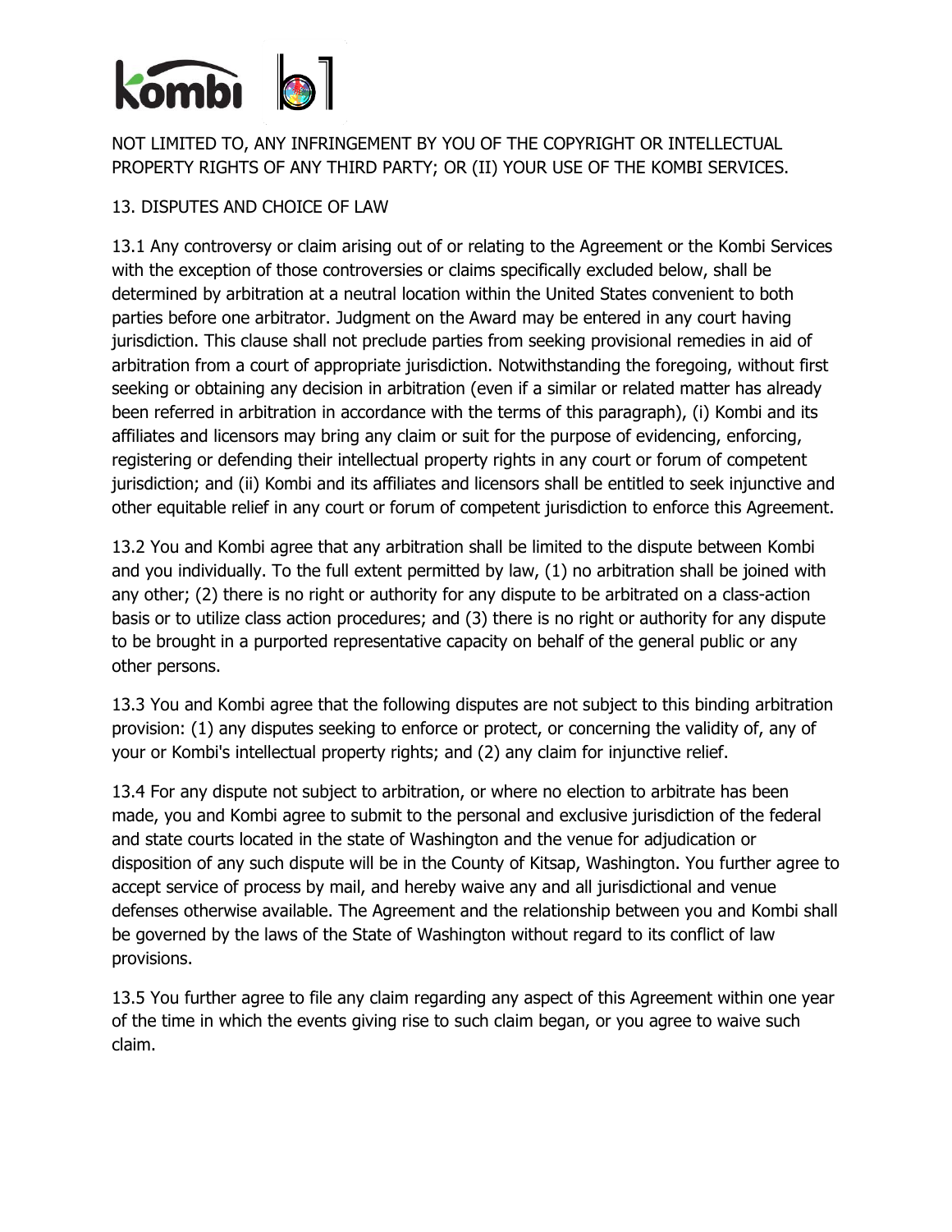NOT LIMITED TO, ANY INFRINGEMENT BY YOU OF THE COPYRIGHT OR INTELLECTUAL PROPERTY RIGHTS OF ANY THIRD PARTY; OR (II) YOUR USE OF THE KOMBI SERVICES.

## 13. DISPUTES AND CHOICE OF LAW

13.1 Any controversy or claim arising out of or relating to the Agreement or the Kombi Services with the exception of those controversies or claims specifically excluded below, shall be determined by arbitration at a neutral location within the United States convenient to both parties before one arbitrator. Judgment on the Award may be entered in any court having jurisdiction. This clause shall not preclude parties from seeking provisional remedies in aid of arbitration from a court of appropriate jurisdiction. Notwithstanding the foregoing, without first seeking or obtaining any decision in arbitration (even if a similar or related matter has already been referred in arbitration in accordance with the terms of this paragraph), (i) Kombi and its affiliates and licensors may bring any claim or suit for the purpose of evidencing, enforcing, registering or defending their intellectual property rights in any court or forum of competent jurisdiction; and (ii) Kombi and its affiliates and licensors shall be entitled to seek injunctive and other equitable relief in any court or forum of competent jurisdiction to enforce this Agreement.

13.2 You and Kombi agree that any arbitration shall be limited to the dispute between Kombi and you individually. To the full extent permitted by law, (1) no arbitration shall be joined with any other; (2) there is no right or authority for any dispute to be arbitrated on a class-action basis or to utilize class action procedures; and (3) there is no right or authority for any dispute to be brought in a purported representative capacity on behalf of the general public or any other persons.

13.3 You and Kombi agree that the following disputes are not subject to this binding arbitration provision: (1) any disputes seeking to enforce or protect, or concerning the validity of, any of your or Kombi's intellectual property rights; and (2) any claim for injunctive relief.

13.4 For any dispute not subject to arbitration, or where no election to arbitrate has been made, you and Kombi agree to submit to the personal and exclusive jurisdiction of the federal and state courts located in the state of Washington and the venue for adjudication or disposition of any such dispute will be in the County of Kitsap, Washington. You further agree to accept service of process by mail, and hereby waive any and all jurisdictional and venue defenses otherwise available. The Agreement and the relationship between you and Kombi shall be governed by the laws of the State of Washington without regard to its conflict of law provisions.

13.5 You further agree to file any claim regarding any aspect of this Agreement within one year of the time in which the events giving rise to such claim began, or you agree to waive such claim.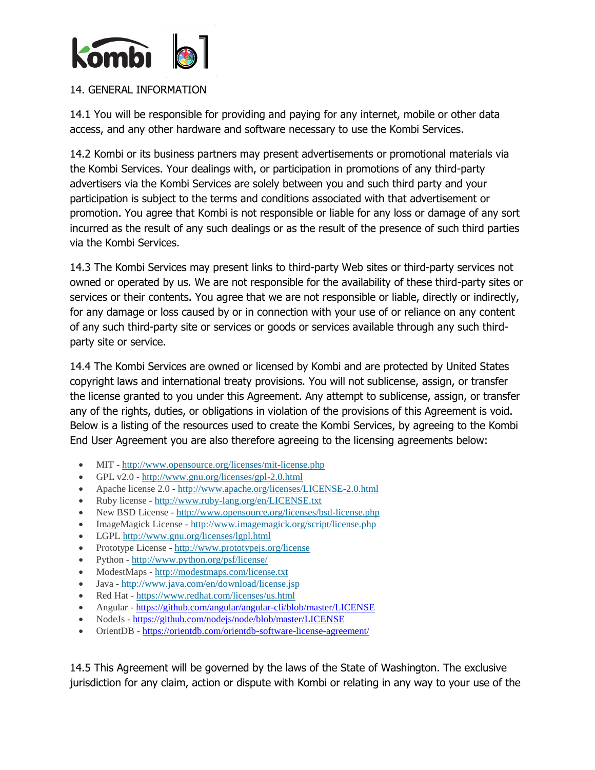14. GENERAL INFORMATION

14.1 You will be responsible for providing and paying for any internet, mobile or other data access, and any other hardware and software necessary to use the Kombi Services.

14.2 Kombi or its business partners may present advertisements or promotional materials via the Kombi Services. Your dealings with, or participation in promotions of any third-party advertisers via the Kombi Services are solely between you and such third party and your participation is subject to the terms and conditions associated with that advertisement or promotion. You agree that Kombi is not responsible or liable for any loss or damage of any sort incurred as the result of any such dealings or as the result of the presence of such third parties via the Kombi Services.

14.3 The Kombi Services may present links to third-party Web sites or third-party services not owned or operated by us. We are not responsible for the availability of these third-party sites or services or their contents. You agree that we are not responsible or liable, directly or indirectly, for any damage or loss caused by or in connection with your use of or reliance on any content of any such third-party site or services or goods or services available through any such third-party site or service.

14.4 The Kombi Services are owned or licensed by Kombi and are protected by United States copyright laws and international treaty provisions. You will not sublicense, assign, or transfer the license granted to you under this Agreement. Any attempt to sublicense, assign, or transfer any of the rights, duties, or obligations in violation of the provisions of this Agreement is void. Below is a listing of the resources used to create the Kombi Services, by agreeing to the Kombi End User Agreement you are also therefore agreeing to the licensing agreements below:

- MIT - http://www.opensource.org/licenses/mit-license.php
- GPL v2.0 - http://www.gnu.org/licenses/gpl-2.0.html
- Apache license 2.0 - http://www.apache.org/licenses/LICENSE-2.0.html
- Ruby license - http://www.ruby-lang.org/en/LICENSE.txt
- New BSD License - http://www.opensource.org/licenses/bsd-license.php
- ImageMagick License - http://www.imagemagick.org/script/license.php
- LGPL http://www.gnu.org/licenses/lgpl.html
- Prototype License - http://www.prototypejs.org/license
- Python - http://www.python.org/psf/license/
- ModestMaps - http://modestmaps.com/license.txt
- Java - http://www.java.com/en/download/license.jsp
- Red Hat - https://www.redhat.com/licenses/us.html
- Angular - https://github.com/angular/angular-cli/blob/master/LICENSE
- NodeJs - https://github.com/nodejs/node/blob/master/LICENSE
- OrientDB - https://orientdb.com/orientdb-software-license-agreement/

14.5 This Agreement will be governed by the laws of the State of Washington. The exclusive jurisdiction for any claim, action or dispute with Kombi or relating in any way to your use of the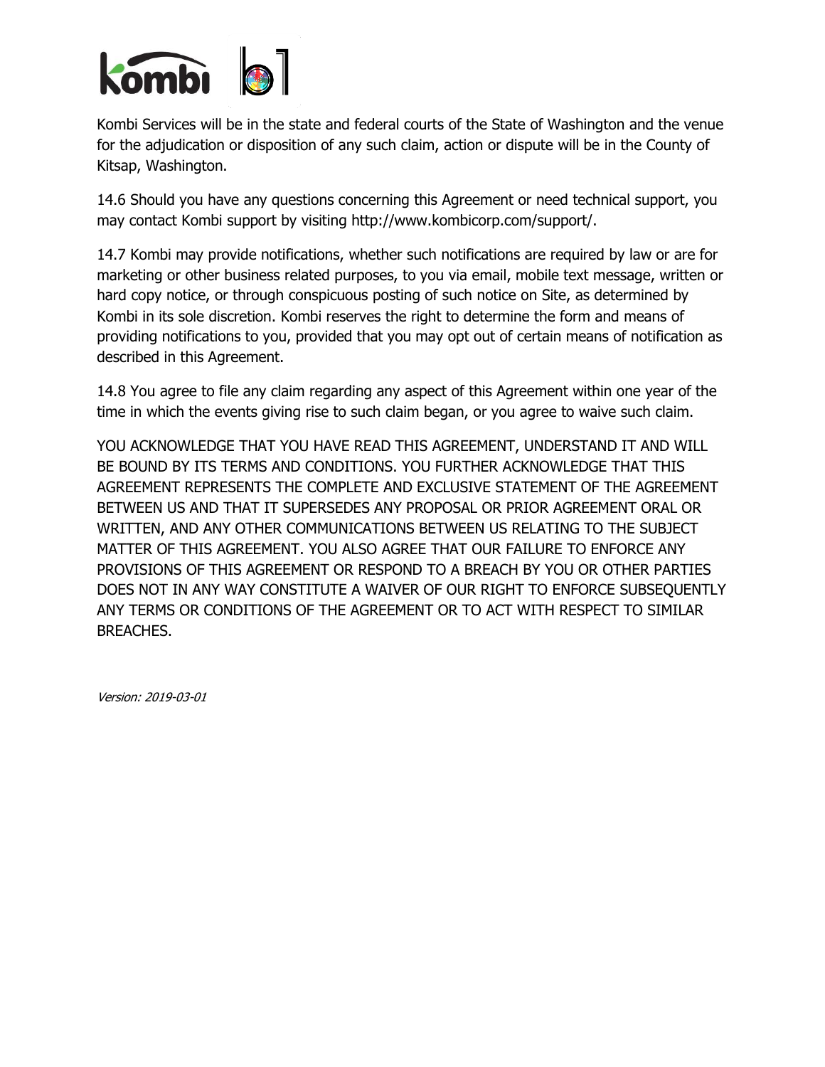Kombi Services will be in the state and federal courts of the State of Washington and the venue for the adjudication or disposition of any such claim, action or dispute will be in the County of Kitsap, Washington.

14.6 Should you have any questions concerning this Agreement or need technical support, you may contact Kombi support by visiting http://www.kombicorp.com/support/.

14.7 Kombi may provide notifications, whether such notifications are required by law or are for marketing or other business related purposes, to you via email, mobile text message, written or hard copy notice, or through conspicuous posting of such notice on Site, as determined by Kombi in its sole discretion. Kombi reserves the right to determine the form and means of providing notifications to you, provided that you may opt out of certain means of notification as described in this Agreement.

14.8 You agree to file any claim regarding any aspect of this Agreement within one year of the time in which the events giving rise to such claim began, or you agree to waive such claim.

YOU ACKNOWLEDGE THAT YOU HAVE READ THIS AGREEMENT, UNDERSTAND IT AND WILL BE BOUND BY ITS TERMS AND CONDITIONS. YOU FURTHER ACKNOWLEDGE THAT THIS AGREEMENT REPRESENTS THE COMPLETE AND EXCLUSIVE STATEMENT OF THE AGREEMENT BETWEEN US AND THAT IT SUPERSEDES ANY PROPOSAL OR PRIOR AGREEMENT ORAL OR WRITTEN, AND ANY OTHER COMMUNICATIONS BETWEEN US RELATING TO THE SUBJECT MATTER OF THIS AGREEMENT. YOU ALSO AGREE THAT OUR FAILURE TO ENFORCE ANY PROVISIONS OF THIS AGREEMENT OR RESPOND TO A BREACH BY YOU OR OTHER PARTIES DOES NOT IN ANY WAY CONSTITUTE A WAIVER OF OUR RIGHT TO ENFORCE SUBSEQUENTLY ANY TERMS OR CONDITIONS OF THE AGREEMENT OR TO ACT WITH RESPECT TO SIMILAR BREACHES.

*Version: 2019-03-01*